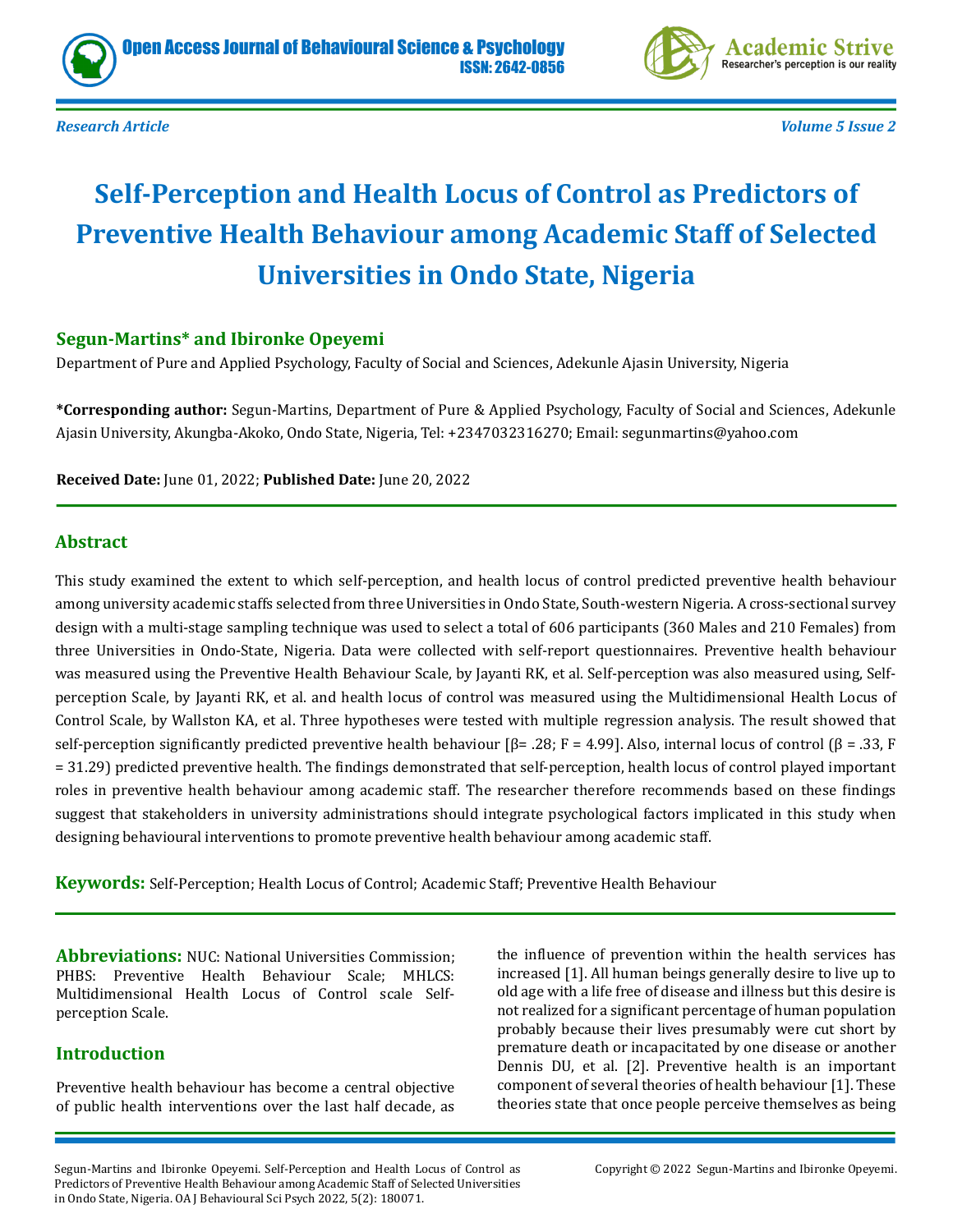Research Article

# Self-Perception and Health Locus of Control as Predictors of Preventive Health Behaviour among Academic Staff of Selected Universities in Ondo State, Nigeria

**Segun-Martins* and Ibironke Opeyemi**

Department of Pure and Applied Psychology, Faculty of Social and Sciences, Adekunle Ajasin University, Nigeria

***Corresponding author:** Segun-Martins, Department of Pure & Applied Psychology, Faculty of Social and Sciences, Adekunle Ajasin University, Akungba-Akoko, Ondo State, Nigeria, Tel: +2347032316270; Email: segunmartins@yahoo.com

**Received Date:** June 01, 2022; **Published Date:** June 20, 2022

## Abstract

This study examined the extent to which self-perception, and health locus of control predicted preventive health behaviour among university academic staffs selected from three Universities in Ondo State, South-western Nigeria. A cross-sectional survey design with a multi-stage sampling technique was used to select a total of 606 participants (360 Males and 210 Females) from three Universities in Ondo-State, Nigeria. Data were collected with self-report questionnaires. Preventive health behaviour was measured using the Preventive Health Behaviour Scale, by Jayanti RK, et al. Self-perception was also measured using, Self-perception Scale, by Jayanti RK, et al. and health locus of control was measured using the Multidimensional Health Locus of Control Scale, by Wallston KA, et al. Three hypotheses were tested with multiple regression analysis. The result showed that self-perception significantly predicted preventive health behaviour [$\beta$= .28; F = 4.99]. Also, internal locus of control ($\beta$ = .33, F = 31.29) predicted preventive health. The findings demonstrated that self-perception, health locus of control played important roles in preventive health behaviour among academic staff. The researcher therefore recommends based on these findings suggest that stakeholders in university administrations should integrate psychological factors implicated in this study when designing behavioural interventions to promote preventive health behaviour among academic staff.

**Keywords:** Self-Perception; Health Locus of Control; Academic Staff; Preventive Health Behaviour

**Abbreviations:** NUC: National Universities Commission; PHBS: Preventive Health Behaviour Scale; MHLCS: Multidimensional Health Locus of Control scale Self-perception Scale.

## Introduction

Preventive health behaviour has become a central objective of public health interventions over the last half decade, as the influence of prevention within the health services has increased [1]. All human beings generally desire to live up to old age with a life free of disease and illness but this desire is not realized for a significant percentage of human population probably because their lives presumably were cut short by premature death or incapacitated by one disease or another Dennis DU, et al. [2]. Preventive health is an important component of several theories of health behaviour [1]. These theories state that once people perceive themselves as being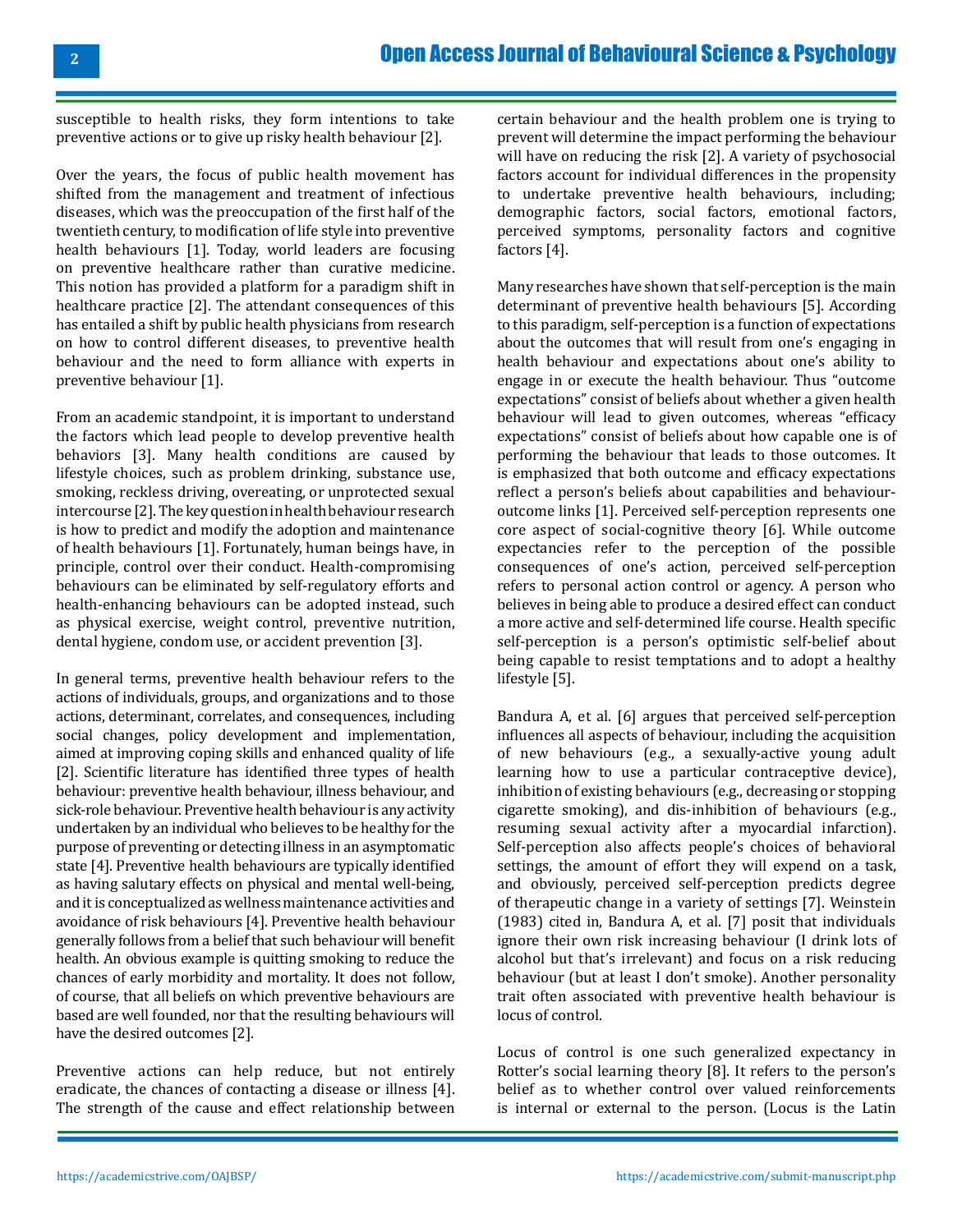susceptible to health risks, they form intentions to take preventive actions or to give up risky health behaviour [2].

Over the years, the focus of public health movement has shifted from the management and treatment of infectious diseases, which was the preoccupation of the first half of the twentieth century, to modification of life style into preventive health behaviours [1]. Today, world leaders are focusing on preventive healthcare rather than curative medicine. This notion has provided a platform for a paradigm shift in healthcare practice [2]. The attendant consequences of this has entailed a shift by public health physicians from research on how to control different diseases, to preventive health behaviour and the need to form alliance with experts in preventive behaviour [1].

From an academic standpoint, it is important to understand the factors which lead people to develop preventive health behaviors [3]. Many health conditions are caused by lifestyle choices, such as problem drinking, substance use, smoking, reckless driving, overeating, or unprotected sexual intercourse [2]. The key question in health behaviour research is how to predict and modify the adoption and maintenance of health behaviours [1]. Fortunately, human beings have, in principle, control over their conduct. Health-compromising behaviours can be eliminated by self-regulatory efforts and health-enhancing behaviours can be adopted instead, such as physical exercise, weight control, preventive nutrition, dental hygiene, condom use, or accident prevention [3].

In general terms, preventive health behaviour refers to the actions of individuals, groups, and organizations and to those actions, determinant, correlates, and consequences, including social changes, policy development and implementation, aimed at improving coping skills and enhanced quality of life [2]. Scientific literature has identified three types of health behaviour: preventive health behaviour, illness behaviour, and sick-role behaviour. Preventive health behaviour is any activity undertaken by an individual who believes to be healthy for the purpose of preventing or detecting illness in an asymptomatic state [4]. Preventive health behaviours are typically identified as having salutary effects on physical and mental well-being, and it is conceptualized as wellness maintenance activities and avoidance of risk behaviours [4]. Preventive health behaviour generally follows from a belief that such behaviour will benefit health. An obvious example is quitting smoking to reduce the chances of early morbidity and mortality. It does not follow, of course, that all beliefs on which preventive behaviours are based are well founded, nor that the resulting behaviours will have the desired outcomes [2].

Preventive actions can help reduce, but not entirely eradicate, the chances of contacting a disease or illness [4]. The strength of the cause and effect relationship between certain behaviour and the health problem one is trying to prevent will determine the impact performing the behaviour will have on reducing the risk [2]. A variety of psychosocial factors account for individual differences in the propensity to undertake preventive health behaviours, including; demographic factors, social factors, emotional factors, perceived symptoms, personality factors and cognitive factors [4].

Many researches have shown that self-perception is the main determinant of preventive health behaviours [5]. According to this paradigm, self-perception is a function of expectations about the outcomes that will result from one's engaging in health behaviour and expectations about one's ability to engage in or execute the health behaviour. Thus "outcome expectations" consist of beliefs about whether a given health behaviour will lead to given outcomes, whereas "efficacy expectations" consist of beliefs about how capable one is of performing the behaviour that leads to those outcomes. It is emphasized that both outcome and efficacy expectations reflect a person's beliefs about capabilities and behaviour-outcome links [1]. Perceived self-perception represents one core aspect of social-cognitive theory [6]. While outcome expectancies refer to the perception of the possible consequences of one's action, perceived self-perception refers to personal action control or agency. A person who believes in being able to produce a desired effect can conduct a more active and self-determined life course. Health specific self-perception is a person's optimistic self-belief about being capable to resist temptations and to adopt a healthy lifestyle [5].

Bandura A, et al. [6] argues that perceived self-perception influences all aspects of behaviour, including the acquisition of new behaviours (e.g., a sexually-active young adult learning how to use a particular contraceptive device), inhibition of existing behaviours (e.g., decreasing or stopping cigarette smoking), and dis-inhibition of behaviours (e.g., resuming sexual activity after a myocardial infarction). Self-perception also affects people's choices of behavioral settings, the amount of effort they will expend on a task, and obviously, perceived self-perception predicts degree of therapeutic change in a variety of settings [7]. Weinstein (1983) cited in, Bandura A, et al. [7] posit that individuals ignore their own risk increasing behaviour (I drink lots of alcohol but that's irrelevant) and focus on a risk reducing behaviour (but at least I don't smoke). Another personality trait often associated with preventive health behaviour is locus of control.

Locus of control is one such generalized expectancy in Rotter's social learning theory [8]. It refers to the person's belief as to whether control over valued reinforcements is internal or external to the person. (Locus is the Latin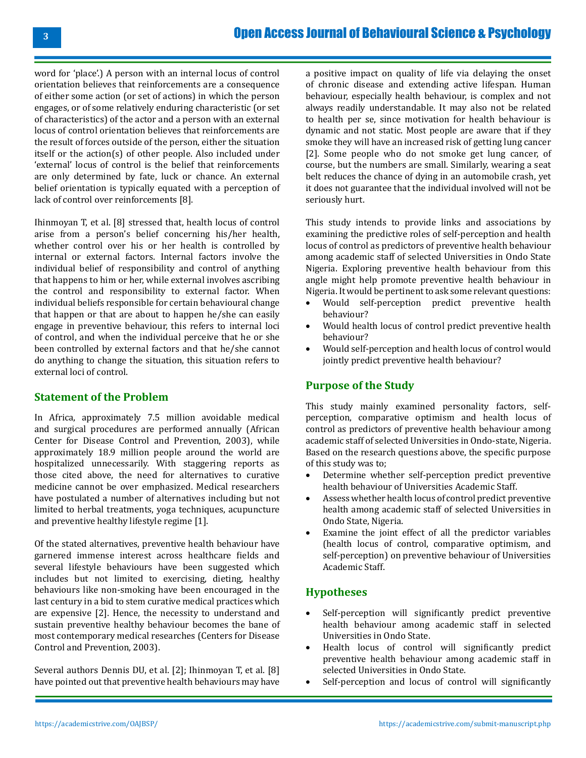word for 'place'.) A person with an internal locus of control orientation believes that reinforcements are a consequence of either some action (or set of actions) in which the person engages, or of some relatively enduring characteristic (or set of characteristics) of the actor and a person with an external locus of control orientation believes that reinforcements are the result of forces outside of the person, either the situation itself or the action(s) of other people. Also included under 'external' locus of control is the belief that reinforcements are only determined by fate, luck or chance. An external belief orientation is typically equated with a perception of lack of control over reinforcements [8].

Ihinmoyan T, et al. [8] stressed that, health locus of control arise from a person's belief concerning his/her health, whether control over his or her health is controlled by internal or external factors. Internal factors involve the individual belief of responsibility and control of anything that happens to him or her, while external involves ascribing the control and responsibility to external factor. When individual beliefs responsible for certain behavioural change that happen or that are about to happen he/she can easily engage in preventive behaviour, this refers to internal loci of control, and when the individual perceive that he or she been controlled by external factors and that he/she cannot do anything to change the situation, this situation refers to external loci of control.

## Statement of the Problem

In Africa, approximately 7.5 million avoidable medical and surgical procedures are performed annually (African Center for Disease Control and Prevention, 2003), while approximately 18.9 million people around the world are hospitalized unnecessarily. With staggering reports as those cited above, the need for alternatives to curative medicine cannot be over emphasized. Medical researchers have postulated a number of alternatives including but not limited to herbal treatments, yoga techniques, acupuncture and preventive healthy lifestyle regime [1].

Of the stated alternatives, preventive health behaviour have garnered immense interest across healthcare fields and several lifestyle behaviours have been suggested which includes but not limited to exercising, dieting, healthy behaviours like non-smoking have been encouraged in the last century in a bid to stem curative medical practices which are expensive [2]. Hence, the necessity to understand and sustain preventive healthy behaviour becomes the bane of most contemporary medical researches (Centers for Disease Control and Prevention, 2003).

Several authors Dennis DU, et al. [2]; Ihinmoyan T, et al. [8] have pointed out that preventive health behaviours may have a positive impact on quality of life via delaying the onset of chronic disease and extending active lifespan. Human behaviour, especially health behaviour, is complex and not always readily understandable. It may also not be related to health per se, since motivation for health behaviour is dynamic and not static. Most people are aware that if they smoke they will have an increased risk of getting lung cancer [2]. Some people who do not smoke get lung cancer, of course, but the numbers are small. Similarly, wearing a seat belt reduces the chance of dying in an automobile crash, yet it does not guarantee that the individual involved will not be seriously hurt.

This study intends to provide links and associations by examining the predictive roles of self-perception and health locus of control as predictors of preventive health behaviour among academic staff of selected Universities in Ondo State Nigeria. Exploring preventive health behaviour from this angle might help promote preventive health behaviour in Nigeria. It would be pertinent to ask some relevant questions:

- Would self-perception predict preventive health behaviour?
- Would health locus of control predict preventive health behaviour?
- Would self-perception and health locus of control would jointly predict preventive health behaviour?

## Purpose of the Study

This study mainly examined personality factors, self-perception, comparative optimism and health locus of control as predictors of preventive health behaviour among academic staff of selected Universities in Ondo-state, Nigeria. Based on the research questions above, the specific purpose of this study was to;

- Determine whether self-perception predict preventive health behaviour of Universities Academic Staff.
- Assess whether health locus of control predict preventive health among academic staff of selected Universities in Ondo State, Nigeria.
- Examine the joint effect of all the predictor variables (health locus of control, comparative optimism, and self-perception) on preventive behaviour of Universities Academic Staff.

## Hypotheses

- Self-perception will significantly predict preventive health behaviour among academic staff in selected Universities in Ondo State.
- Health locus of control will significantly predict preventive health behaviour among academic staff in selected Universities in Ondo State.
- Self-perception and locus of control will significantly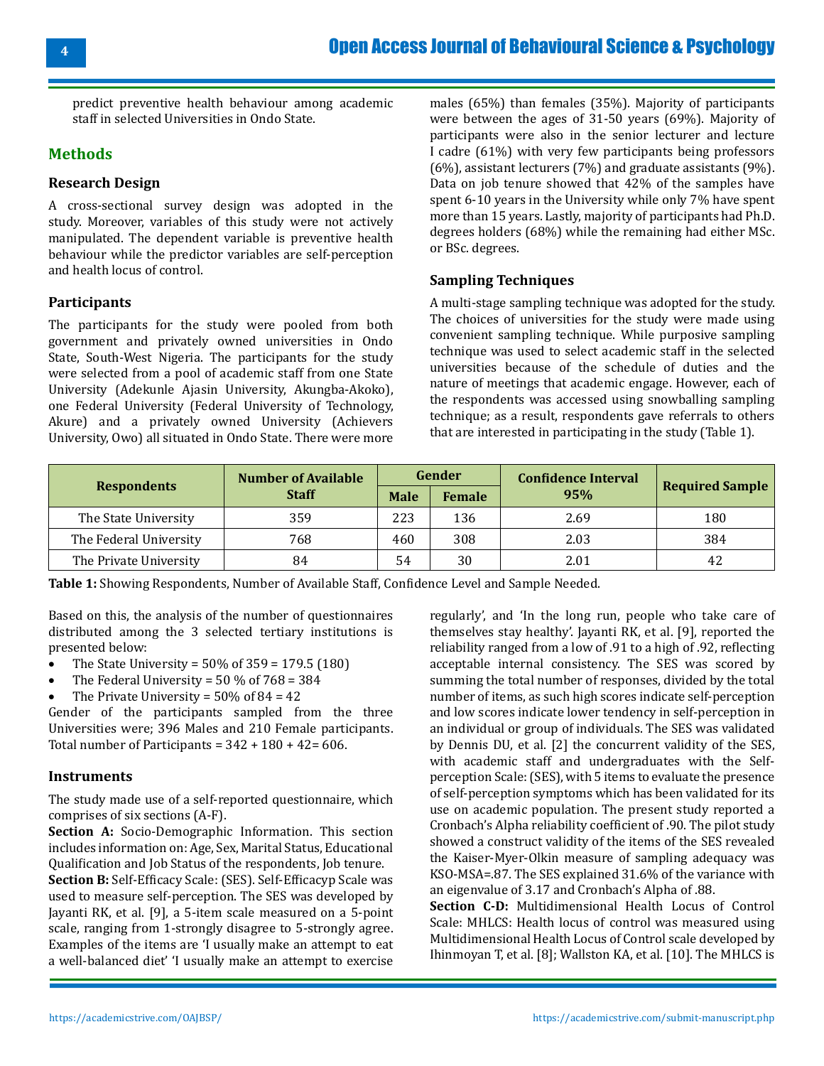predict preventive health behaviour among academic staff in selected Universities in Ondo State.

## Methods

### Research Design

A cross-sectional survey design was adopted in the study. Moreover, variables of this study were not actively manipulated. The dependent variable is preventive health behaviour while the predictor variables are self-perception and health locus of control.

### Participants

The participants for the study were pooled from both government and privately owned universities in Ondo State, South-West Nigeria. The participants for the study were selected from a pool of academic staff from one State University (Adekunle Ajasin University, Akungba-Akoko), one Federal University (Federal University of Technology, Akure) and a privately owned University (Achievers University, Owo) all situated in Ondo State. There were more males (65%) than females (35%). Majority of participants were between the ages of 31-50 years (69%). Majority of participants were also in the senior lecturer and lecture I cadre (61%) with very few participants being professors (6%), assistant lecturers (7%) and graduate assistants (9%). Data on job tenure showed that 42% of the samples have spent 6-10 years in the University while only 7% have spent more than 15 years. Lastly, majority of participants had Ph.D. degrees holders (68%) while the remaining had either MSc. or BSc. degrees.

### Sampling Techniques

A multi-stage sampling technique was adopted for the study. The choices of universities for the study were made using convenient sampling technique. While purposive sampling technique was used to select academic staff in the selected universities because of the schedule of duties and the nature of meetings that academic engage. However, each of the respondents was accessed using snowballing sampling technique; as a result, respondents gave referrals to others that are interested in participating in the study (Table 1).

| Respondents | Number of Available Staff | Gender | | Confidence Interval 95% | Required Sample |
|---|---|---|---|---|---|
| | | Male | Female | | |
| The State University | 359 | 223 | 136 | 2.69 | 180 |
| The Federal University | 768 | 460 | 308 | 2.03 | 384 |
| The Private University | 84 | 54 | 30 | 2.01 | 42 |

**Table 1:** Showing Respondents, Number of Available Staff, Confidence Level and Sample Needed.

Based on this, the analysis of the number of questionnaires distributed among the 3 selected tertiary institutions is presented below:

- The State University = 50% of 359 = 179.5 (180)
- The Federal University = 50 % of 768 = 384
- The Private University = 50% of 84 = 42

Gender of the participants sampled from the three Universities were; 396 Males and 210 Female participants. Total number of Participants = 342 + 180 + 42= 606.

### Instruments

The study made use of a self-reported questionnaire, which comprises of six sections (A-F).

**Section A:** Socio-Demographic Information. This section includes information on: Age, Sex, Marital Status, Educational Qualification and Job Status of the respondents, Job tenure.

**Section B:** Self-Efficacy Scale: (SES). Self-Efficacyp Scale was used to measure self-perception. The SES was developed by Jayanti RK, et al. [9], a 5-item scale measured on a 5-point scale, ranging from 1-strongly disagree to 5-strongly agree. Examples of the items are 'I usually make an attempt to eat a well-balanced diet' 'I usually make an attempt to exercise regularly', and 'In the long run, people who take care of themselves stay healthy'. Jayanti RK, et al. [9], reported the reliability ranged from a low of .91 to a high of .92, reflecting acceptable internal consistency. The SES was scored by summing the total number of responses, divided by the total number of items, as such high scores indicate self-perception and low scores indicate lower tendency in self-perception in an individual or group of individuals. The SES was validated by Dennis DU, et al. [2] the concurrent validity of the SES, with academic staff and undergraduates with the Self-perception Scale: (SES), with 5 items to evaluate the presence of self-perception symptoms which has been validated for its use on academic population. The present study reported a Cronbach's Alpha reliability coefficient of .90. The pilot study showed a construct validity of the items of the SES revealed the Kaiser-Myer-Olkin measure of sampling adequacy was KSO-MSA=.87. The SES explained 31.6% of the variance with an eigenvalue of 3.17 and Cronbach's Alpha of .88.

**Section C-D:** Multidimensional Health Locus of Control Scale: MHLCS: Health locus of control was measured using Multidimensional Health Locus of Control scale developed by Ihinmoyan T, et al. [8]; Wallston KA, et al. [10]. The MHLCS is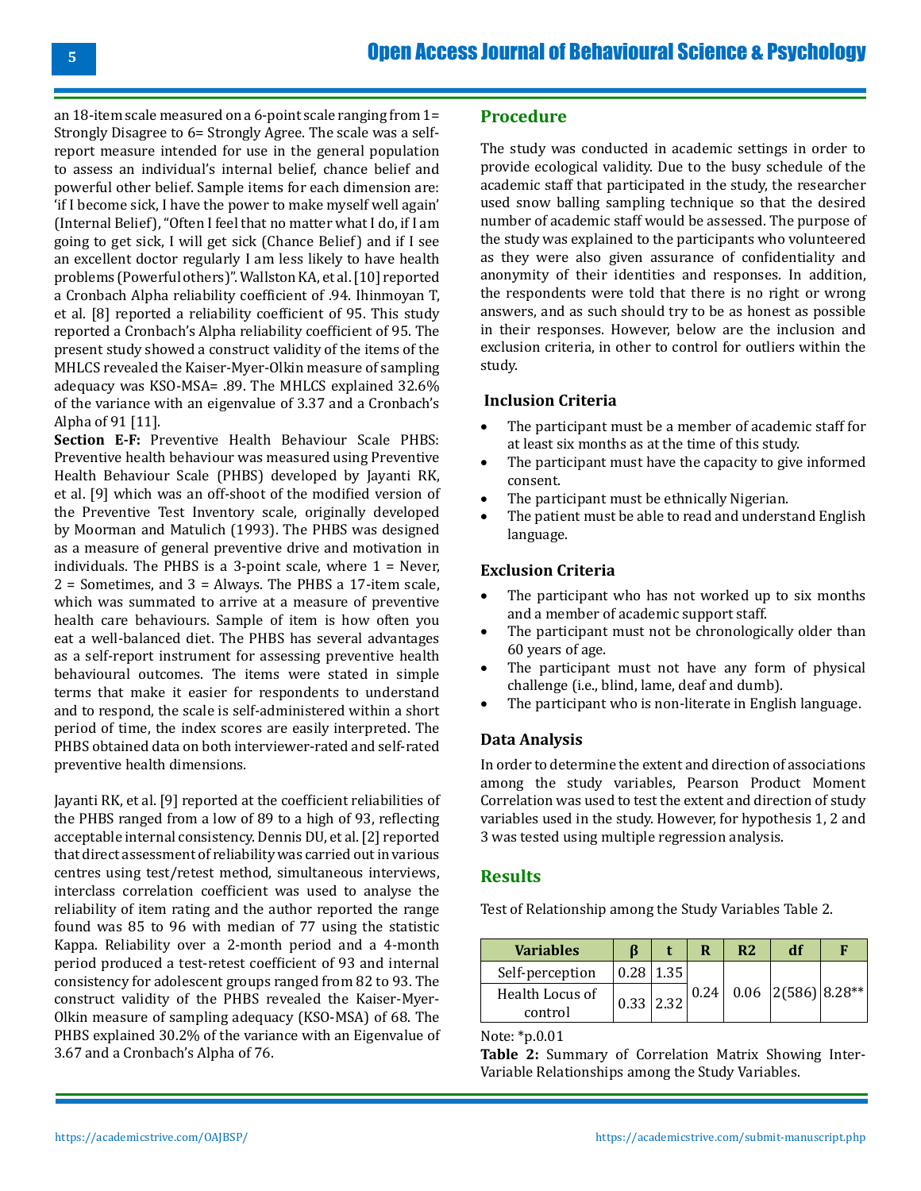an 18-item scale measured on a 6-point scale ranging from 1= Strongly Disagree to 6= Strongly Agree. The scale was a self-report measure intended for use in the general population to assess an individual's internal belief, chance belief and powerful other belief. Sample items for each dimension are: 'if I become sick, I have the power to make myself well again' (Internal Belief), "Often I feel that no matter what I do, if I am going to get sick, I will get sick (Chance Belief) and if I see an excellent doctor regularly I am less likely to have health problems (Powerful others)". Wallston KA, et al. [10] reported a Cronbach Alpha reliability coefficient of .94. Ihinmoyan T, et al. [8] reported a reliability coefficient of 95. This study reported a Cronbach's Alpha reliability coefficient of 95. The present study showed a construct validity of the items of the MHLCS revealed the Kaiser-Myer-Olkin measure of sampling adequacy was KSO-MSA= .89. The MHLCS explained 32.6% of the variance with an eigenvalue of 3.37 and a Cronbach's Alpha of 91 [11].

**Section E-F:** Preventive Health Behaviour Scale PHBS: Preventive health behaviour was measured using Preventive Health Behaviour Scale (PHBS) developed by Jayanti RK, et al. [9] which was an off-shoot of the modified version of the Preventive Test Inventory scale, originally developed by Moorman and Matulich (1993). The PHBS was designed as a measure of general preventive drive and motivation in individuals. The PHBS is a 3-point scale, where 1 = Never, 2 = Sometimes, and 3 = Always. The PHBS a 17-item scale, which was summated to arrive at a measure of preventive health care behaviours. Sample of item is how often you eat a well-balanced diet. The PHBS has several advantages as a self-report instrument for assessing preventive health behavioural outcomes. The items were stated in simple terms that make it easier for respondents to understand and to respond, the scale is self-administered within a short period of time, the index scores are easily interpreted. The PHBS obtained data on both interviewer-rated and self-rated preventive health dimensions.

Jayanti RK, et al. [9] reported at the coefficient reliabilities of the PHBS ranged from a low of 89 to a high of 93, reflecting acceptable internal consistency. Dennis DU, et al. [2] reported that direct assessment of reliability was carried out in various centres using test/retest method, simultaneous interviews, interclass correlation coefficient was used to analyse the reliability of item rating and the author reported the range found was 85 to 96 with median of 77 using the statistic Kappa. Reliability over a 2-month period and a 4-month period produced a test-retest coefficient of 93 and internal consistency for adolescent groups ranged from 82 to 93. The construct validity of the PHBS revealed the Kaiser-Myer-Olkin measure of sampling adequacy (KSO-MSA) of 68. The PHBS explained 30.2% of the variance with an Eigenvalue of 3.67 and a Cronbach's Alpha of 76.

## Procedure

The study was conducted in academic settings in order to provide ecological validity. Due to the busy schedule of the academic staff that participated in the study, the researcher used snow balling sampling technique so that the desired number of academic staff would be assessed. The purpose of the study was explained to the participants who volunteered as they were also given assurance of confidentiality and anonymity of their identities and responses. In addition, the respondents were told that there is no right or wrong answers, and as such should try to be as honest as possible in their responses. However, below are the inclusion and exclusion criteria, in other to control for outliers within the study.

### Inclusion Criteria

- The participant must be a member of academic staff for at least six months as at the time of this study.
- The participant must have the capacity to give informed consent.
- The participant must be ethnically Nigerian.
- The patient must be able to read and understand English language.

### Exclusion Criteria

- The participant who has not worked up to six months and a member of academic support staff.
- The participant must not be chronologically older than 60 years of age.
- The participant must not have any form of physical challenge (i.e., blind, lame, deaf and dumb).
- The participant who is non-literate in English language.

### Data Analysis

In order to determine the extent and direction of associations among the study variables, Pearson Product Moment Correlation was used to test the extent and direction of study variables used in the study. However, for hypothesis 1, 2 and 3 was tested using multiple regression analysis.

## Results

Test of Relationship among the Study Variables Table 2.

| Variables | β | t | R | R2 | df | F |
|---|---|---|---|---|---|---|
| Self-perception | 0.28 | 1.35 | 0.24 | 0.06 | 2(586) | 8.28** |
| Health Locus of control | 0.33 | 2.32 | | | | |

Note: *p.0.01

**Table 2:** Summary of Correlation Matrix Showing Inter-Variable Relationships among the Study Variables.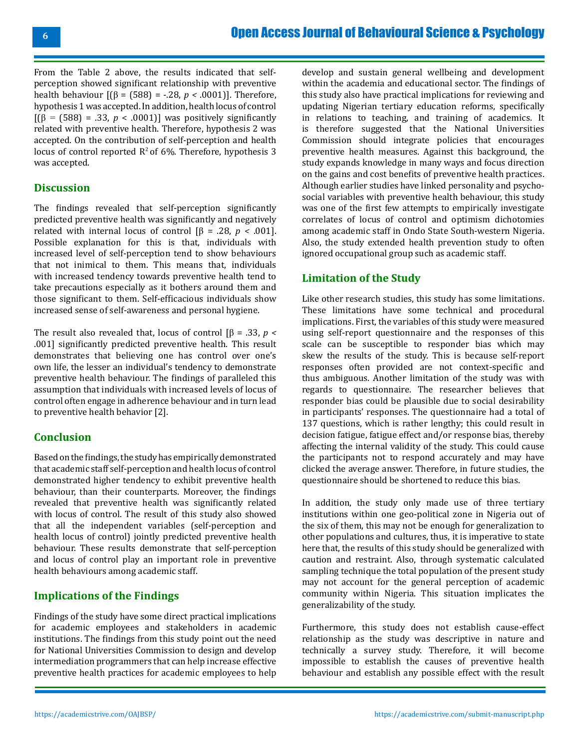From the Table 2 above, the results indicated that self-perception showed significant relationship with preventive health behaviour [(β = (588) = -.28, $p < .0001$)]. Therefore, hypothesis 1 was accepted. In addition, health locus of control [(β = (588) = .33, $p < .0001$)] was positively significantly related with preventive health. Therefore, hypothesis 2 was accepted. On the contribution of self-perception and health locus of control reported $R^2$ of 6%. Therefore, hypothesis 3 was accepted.

## Discussion

The findings revealed that self-perception significantly predicted preventive health was significantly and negatively related with internal locus of control [β = .28, $p < .001$]. Possible explanation for this is that, individuals with increased level of self-perception tend to show behaviours that not inimical to them. This means that, individuals with increased tendency towards preventive health tend to take precautions especially as it bothers around them and those significant to them. Self-efficacious individuals show increased sense of self-awareness and personal hygiene.

The result also revealed that, locus of control [β = .33, $p < .001$] significantly predicted preventive health. This result demonstrates that believing one has control over one's own life, the lesser an individual's tendency to demonstrate preventive health behaviour. The findings of paralleled this assumption that individuals with increased levels of locus of control often engage in adherence behaviour and in turn lead to preventive health behavior [2].

## Conclusion

Based on the findings, the study has empirically demonstrated that academic staff self-perception and health locus of control demonstrated higher tendency to exhibit preventive health behaviour, than their counterparts. Moreover, the findings revealed that preventive health was significantly related with locus of control. The result of this study also showed that all the independent variables (self-perception and health locus of control) jointly predicted preventive health behaviour. These results demonstrate that self-perception and locus of control play an important role in preventive health behaviours among academic staff.

## Implications of the Findings

Findings of the study have some direct practical implications for academic employees and stakeholders in academic institutions. The findings from this study point out the need for National Universities Commission to design and develop intermediation programmers that can help increase effective preventive health practices for academic employees to help develop and sustain general wellbeing and development within the academia and educational sector. The findings of this study also have practical implications for reviewing and updating Nigerian tertiary education reforms, specifically in relations to teaching, and training of academics. It is therefore suggested that the National Universities Commission should integrate policies that encourages preventive health measures. Against this background, the study expands knowledge in many ways and focus direction on the gains and cost benefits of preventive health practices. Although earlier studies have linked personality and psycho-social variables with preventive health behaviour, this study was one of the first few attempts to empirically investigate correlates of locus of control and optimism dichotomies among academic staff in Ondo State South-western Nigeria. Also, the study extended health prevention study to often ignored occupational group such as academic staff.

## Limitation of the Study

Like other research studies, this study has some limitations. These limitations have some technical and procedural implications. First, the variables of this study were measured using self-report questionnaire and the responses of this scale can be susceptible to responder bias which may skew the results of the study. This is because self-report responses often provided are not context-specific and thus ambiguous. Another limitation of the study was with regards to questionnaire. The researcher believes that responder bias could be plausible due to social desirability in participants' responses. The questionnaire had a total of 137 questions, which is rather lengthy; this could result in decision fatigue, fatigue effect and/or response bias, thereby affecting the internal validity of the study. This could cause the participants not to respond accurately and may have clicked the average answer. Therefore, in future studies, the questionnaire should be shortened to reduce this bias.

In addition, the study only made use of three tertiary institutions within one geo-political zone in Nigeria out of the six of them, this may not be enough for generalization to other populations and cultures, thus, it is imperative to state here that, the results of this study should be generalized with caution and restraint. Also, through systematic calculated sampling technique the total population of the present study may not account for the general perception of academic community within Nigeria. This situation implicates the generalizability of the study.

Furthermore, this study does not establish cause-effect relationship as the study was descriptive in nature and technically a survey study. Therefore, it will become impossible to establish the causes of preventive health behaviour and establish any possible effect with the result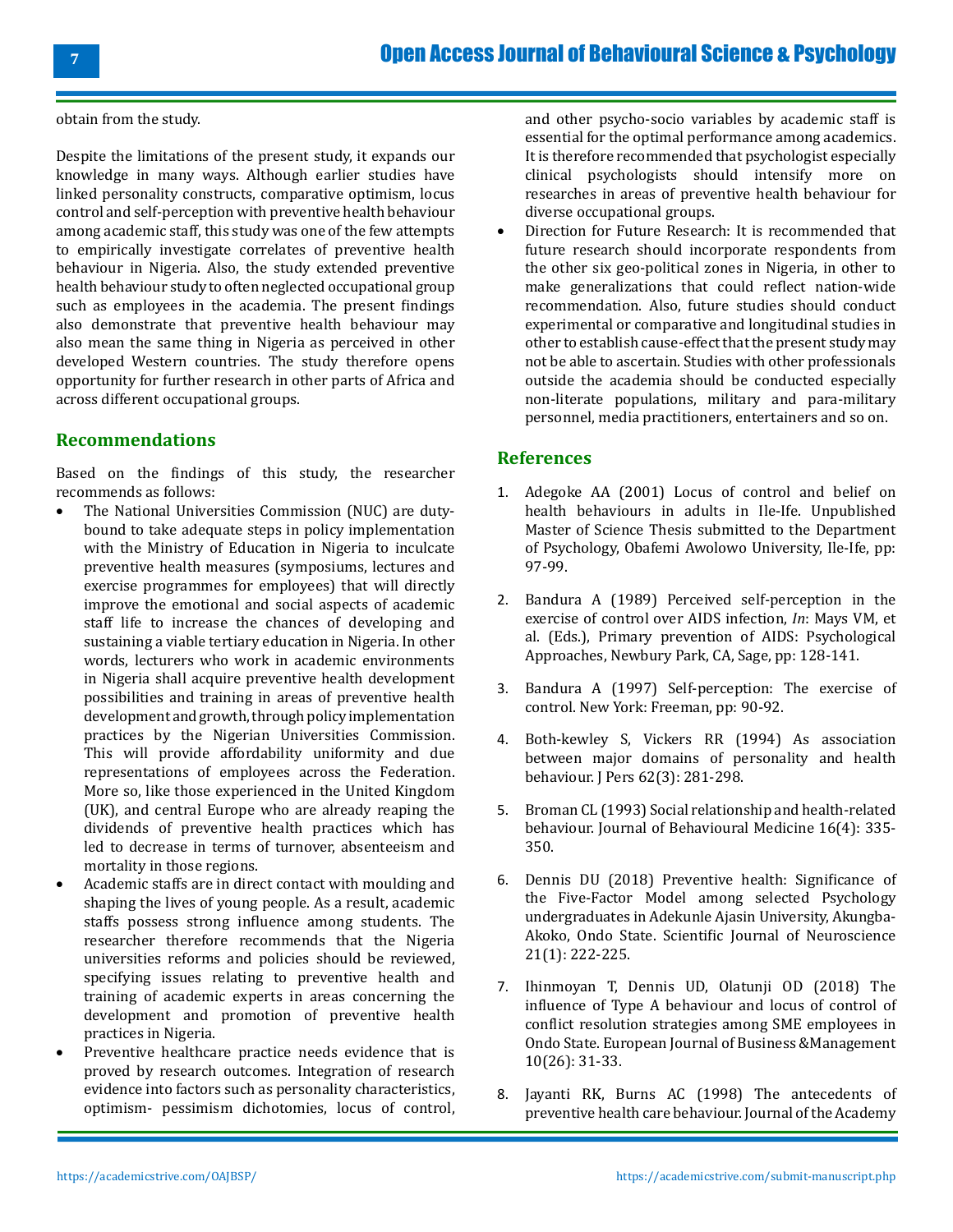obtain from the study.

Despite the limitations of the present study, it expands our knowledge in many ways. Although earlier studies have linked personality constructs, comparative optimism, locus control and self-perception with preventive health behaviour among academic staff, this study was one of the few attempts to empirically investigate correlates of preventive health behaviour in Nigeria. Also, the study extended preventive health behaviour study to often neglected occupational group such as employees in the academia. The present findings also demonstrate that preventive health behaviour may also mean the same thing in Nigeria as perceived in other developed Western countries. The study therefore opens opportunity for further research in other parts of Africa and across different occupational groups.

## Recommendations

Based on the findings of this study, the researcher recommends as follows:

- The National Universities Commission (NUC) are duty-bound to take adequate steps in policy implementation with the Ministry of Education in Nigeria to inculcate preventive health measures (symposiums, lectures and exercise programmes for employees) that will directly improve the emotional and social aspects of academic staff life to increase the chances of developing and sustaining a viable tertiary education in Nigeria. In other words, lecturers who work in academic environments in Nigeria shall acquire preventive health development possibilities and training in areas of preventive health development and growth, through policy implementation practices by the Nigerian Universities Commission. This will provide affordability uniformity and due representations of employees across the Federation. More so, like those experienced in the United Kingdom (UK), and central Europe who are already reaping the dividends of preventive health practices which has led to decrease in terms of turnover, absenteeism and mortality in those regions.
- Academic staffs are in direct contact with moulding and shaping the lives of young people. As a result, academic staffs possess strong influence among students. The researcher therefore recommends that the Nigeria universities reforms and policies should be reviewed, specifying issues relating to preventive health and training of academic experts in areas concerning the development and promotion of preventive health practices in Nigeria.
- Preventive healthcare practice needs evidence that is proved by research outcomes. Integration of research evidence into factors such as personality characteristics, optimism- pessimism dichotomies, locus of control, and other psycho-socio variables by academic staff is essential for the optimal performance among academics. It is therefore recommended that psychologist especially clinical psychologists should intensify more on researches in areas of preventive health behaviour for diverse occupational groups.
- Direction for Future Research: It is recommended that future research should incorporate respondents from the other six geo-political zones in Nigeria, in other to make generalizations that could reflect nation-wide recommendation. Also, future studies should conduct experimental or comparative and longitudinal studies in other to establish cause-effect that the present study may not be able to ascertain. Studies with other professionals outside the academia should be conducted especially non-literate populations, military and para-military personnel, media practitioners, entertainers and so on.

## References

1. Adegoke AA (2001) Locus of control and belief on health behaviours in adults in Ile-Ife. Unpublished Master of Science Thesis submitted to the Department of Psychology, Obafemi Awolowo University, Ile-Ife, pp: 97-99.
2. Bandura A (1989) Perceived self-perception in the exercise of control over AIDS infection, *In*: Mays VM, et al. (Eds.), Primary prevention of AIDS: Psychological Approaches, Newbury Park, CA, Sage, pp: 128-141.
3. Bandura A (1997) Self-perception: The exercise of control. New York: Freeman, pp: 90-92.
4. Both-kewley S, Vickers RR (1994) As association between major domains of personality and health behaviour. J Pers 62(3): 281-298.
5. Broman CL (1993) Social relationship and health-related behaviour. Journal of Behavioural Medicine 16(4): 335-350.
6. Dennis DU (2018) Preventive health: Significance of the Five-Factor Model among selected Psychology undergraduates in Adekunle Ajasin University, Akungba-Akoko, Ondo State. Scientific Journal of Neuroscience 21(1): 222-225.
7. Ihinmoyan T, Dennis UD, Olatunji OD (2018) The influence of Type A behaviour and locus of control of conflict resolution strategies among SME employees in Ondo State. European Journal of Business &Management 10(26): 31-33.
8. Jayanti RK, Burns AC (1998) The antecedents of preventive health care behaviour. Journal of the Academy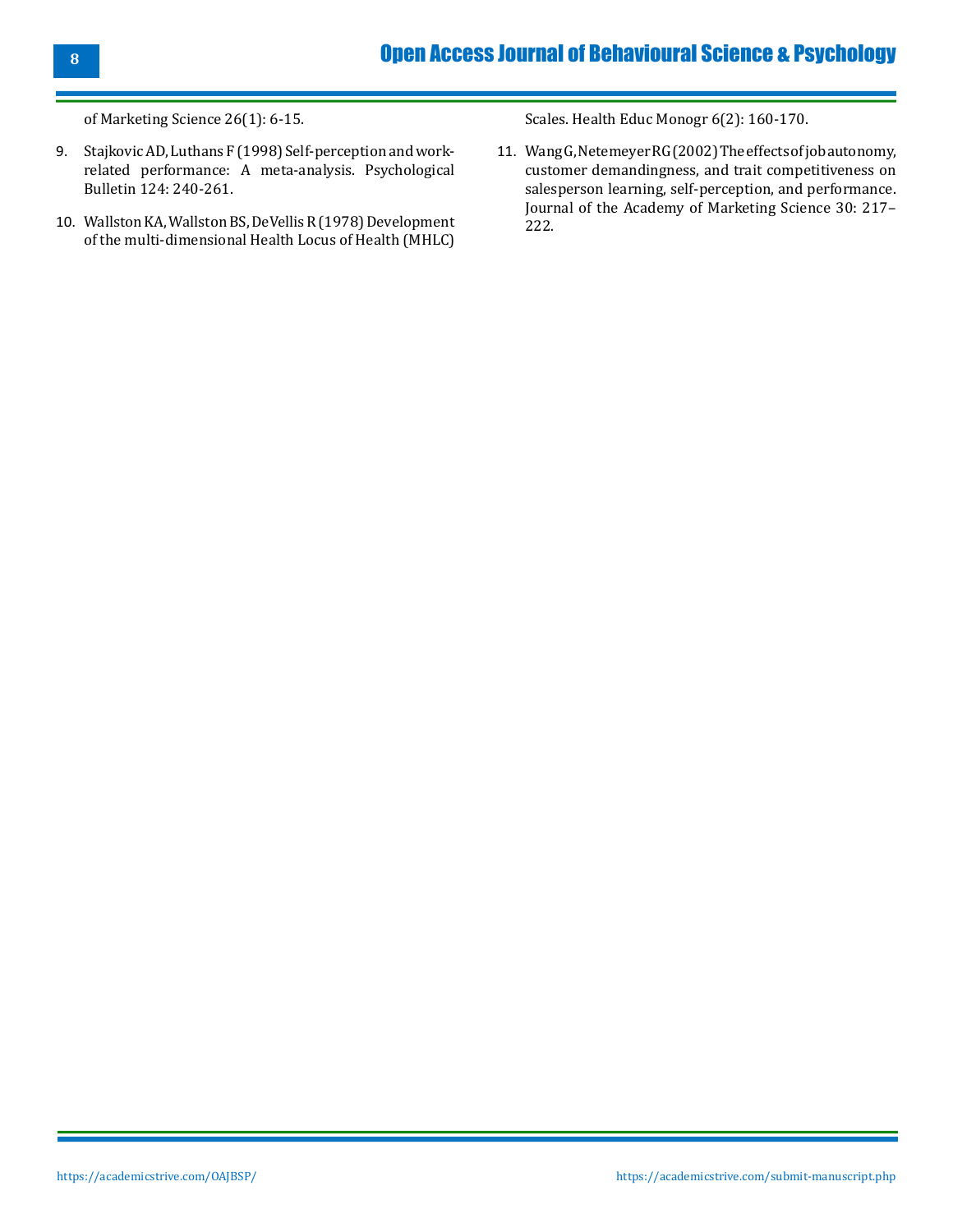of Marketing Science 26(1): 6-15.

9. Stajkovic AD, Luthans F (1998) Self-perception and work-related performance: A meta-analysis. Psychological Bulletin 124: 240-261.

10. Wallston KA, Wallston BS, DeVellis R (1978) Development of the multi-dimensional Health Locus of Health (MHLC) Scales. Health Educ Monogr 6(2): 160-170.

11. Wang G, Netemeyer RG (2002) The effects of job autonomy, customer demandingness, and trait competitiveness on salesperson learning, self-perception, and performance. Journal of the Academy of Marketing Science 30: 217–222.